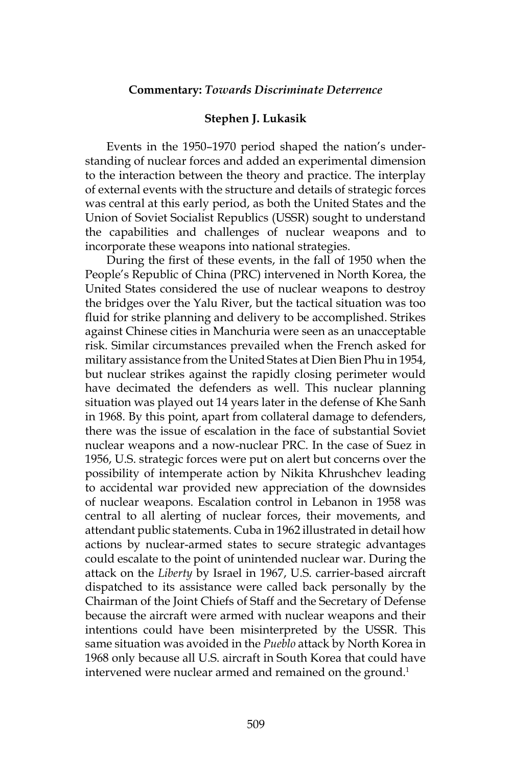**Commentary:** ***Towards Discriminate Deterrence***

**Stephen J. Lukasik**

Events in the 1950–1970 period shaped the nation's understanding of nuclear forces and added an experimental dimension to the interaction between the theory and practice. The interplay of external events with the structure and details of strategic forces was central at this early period, as both the United States and the Union of Soviet Socialist Republics (USSR) sought to understand the capabilities and challenges of nuclear weapons and to incorporate these weapons into national strategies.

During the first of these events, in the fall of 1950 when the People's Republic of China (PRC) intervened in North Korea, the United States considered the use of nuclear weapons to destroy the bridges over the Yalu River, but the tactical situation was too fluid for strike planning and delivery to be accomplished. Strikes against Chinese cities in Manchuria were seen as an unacceptable risk. Similar circumstances prevailed when the French asked for military assistance from the United States at Dien Bien Phu in 1954, but nuclear strikes against the rapidly closing perimeter would have decimated the defenders as well. This nuclear planning situation was played out 14 years later in the defense of Khe Sanh in 1968. By this point, apart from collateral damage to defenders, there was the issue of escalation in the face of substantial Soviet nuclear weapons and a now-nuclear PRC. In the case of Suez in 1956, U.S. strategic forces were put on alert but concerns over the possibility of intemperate action by Nikita Khrushchev leading to accidental war provided new appreciation of the downsides of nuclear weapons. Escalation control in Lebanon in 1958 was central to all alerting of nuclear forces, their movements, and attendant public statements. Cuba in 1962 illustrated in detail how actions by nuclear-armed states to secure strategic advantages could escalate to the point of unintended nuclear war. During the attack on the *Liberty* by Israel in 1967, U.S. carrier-based aircraft dispatched to its assistance were called back personally by the Chairman of the Joint Chiefs of Staff and the Secretary of Defense because the aircraft were armed with nuclear weapons and their intentions could have been misinterpreted by the USSR. This same situation was avoided in the *Pueblo* attack by North Korea in 1968 only because all U.S. aircraft in South Korea that could have intervened were nuclear armed and remained on the ground.[1]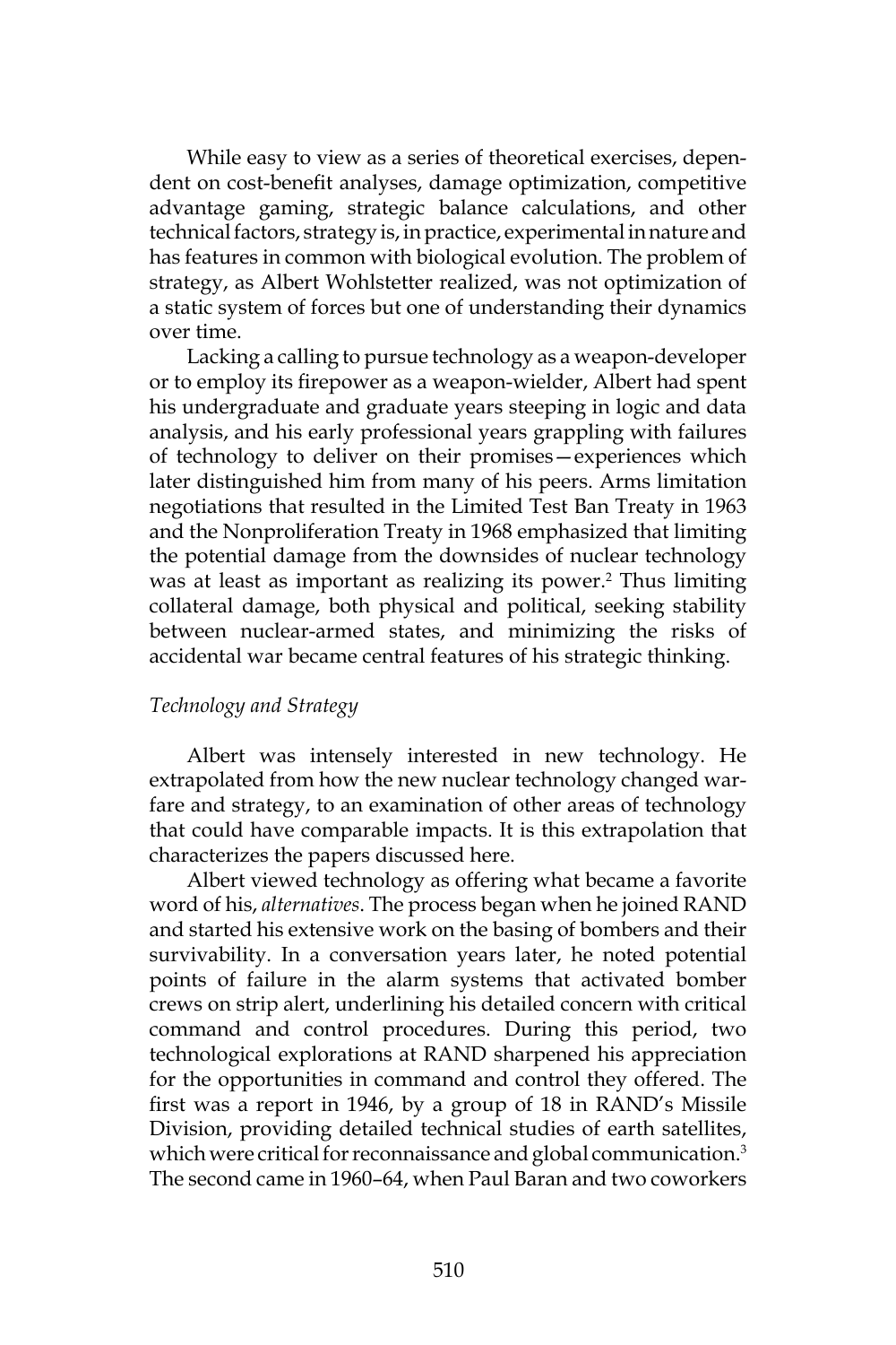While easy to view as a series of theoretical exercises, dependent on cost-benefit analyses, damage optimization, competitive advantage gaming, strategic balance calculations, and other technical factors, strategy is, in practice, experimental in nature and has features in common with biological evolution. The problem of strategy, as Albert Wohlstetter realized, was not optimization of a static system of forces but one of understanding their dynamics over time.

Lacking a calling to pursue technology as a weapon-developer or to employ its firepower as a weapon-wielder, Albert had spent his undergraduate and graduate years steeping in logic and data analysis, and his early professional years grappling with failures of technology to deliver on their promises—experiences which later distinguished him from many of his peers. Arms limitation negotiations that resulted in the Limited Test Ban Treaty in 1963 and the Nonproliferation Treaty in 1968 emphasized that limiting the potential damage from the downsides of nuclear technology was at least as important as realizing its power.[2] Thus limiting collateral damage, both physical and political, seeking stability between nuclear-armed states, and minimizing the risks of accidental war became central features of his strategic thinking.

### *Technology and Strategy*

Albert was intensely interested in new technology. He extrapolated from how the new nuclear technology changed warfare and strategy, to an examination of other areas of technology that could have comparable impacts. It is this extrapolation that characterizes the papers discussed here.

Albert viewed technology as offering what became a favorite word of his, *alternatives*. The process began when he joined RAND and started his extensive work on the basing of bombers and their survivability. In a conversation years later, he noted potential points of failure in the alarm systems that activated bomber crews on strip alert, underlining his detailed concern with critical command and control procedures. During this period, two technological explorations at RAND sharpened his appreciation for the opportunities in command and control they offered. The first was a report in 1946, by a group of 18 in RAND's Missile Division, providing detailed technical studies of earth satellites, which were critical for reconnaissance and global communication.[3] The second came in 1960–64, when Paul Baran and two coworkers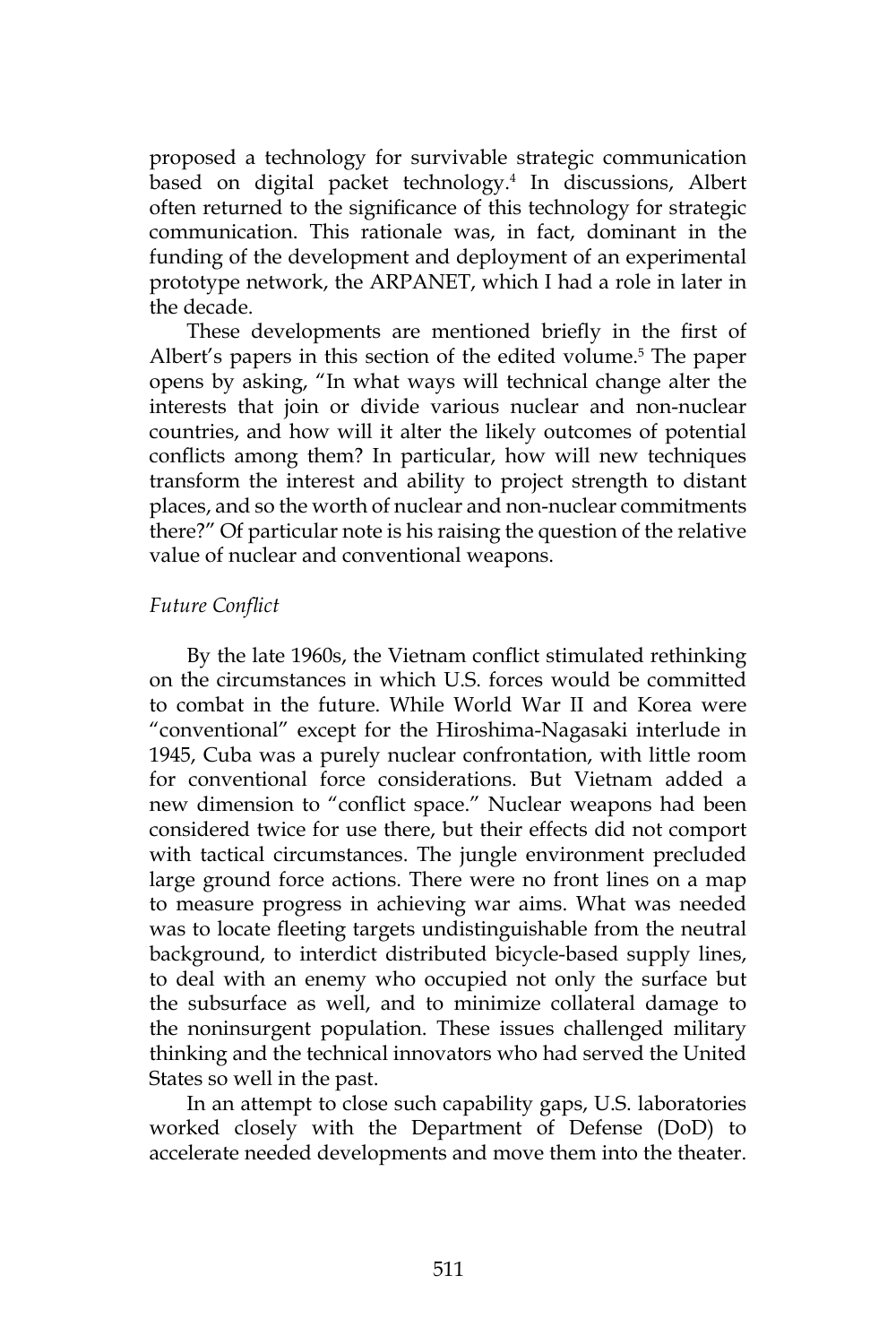proposed a technology for survivable strategic communication based on digital packet technology.[4] In discussions, Albert often returned to the significance of this technology for strategic communication. This rationale was, in fact, dominant in the funding of the development and deployment of an experimental prototype network, the ARPANET, which I had a role in later in the decade.

These developments are mentioned briefly in the first of Albert's papers in this section of the edited volume.[5] The paper opens by asking, "In what ways will technical change alter the interests that join or divide various nuclear and non-nuclear countries, and how will it alter the likely outcomes of potential conflicts among them? In particular, how will new techniques transform the interest and ability to project strength to distant places, and so the worth of nuclear and non-nuclear commitments there?" Of particular note is his raising the question of the relative value of nuclear and conventional weapons.

*Future Conflict*

By the late 1960s, the Vietnam conflict stimulated rethinking on the circumstances in which U.S. forces would be committed to combat in the future. While World War II and Korea were "conventional" except for the Hiroshima-Nagasaki interlude in 1945, Cuba was a purely nuclear confrontation, with little room for conventional force considerations. But Vietnam added a new dimension to "conflict space." Nuclear weapons had been considered twice for use there, but their effects did not comport with tactical circumstances. The jungle environment precluded large ground force actions. There were no front lines on a map to measure progress in achieving war aims. What was needed was to locate fleeting targets undistinguishable from the neutral background, to interdict distributed bicycle-based supply lines, to deal with an enemy who occupied not only the surface but the subsurface as well, and to minimize collateral damage to the noninsurgent population. These issues challenged military thinking and the technical innovators who had served the United States so well in the past.

In an attempt to close such capability gaps, U.S. laboratories worked closely with the Department of Defense (DoD) to accelerate needed developments and move them into the theater.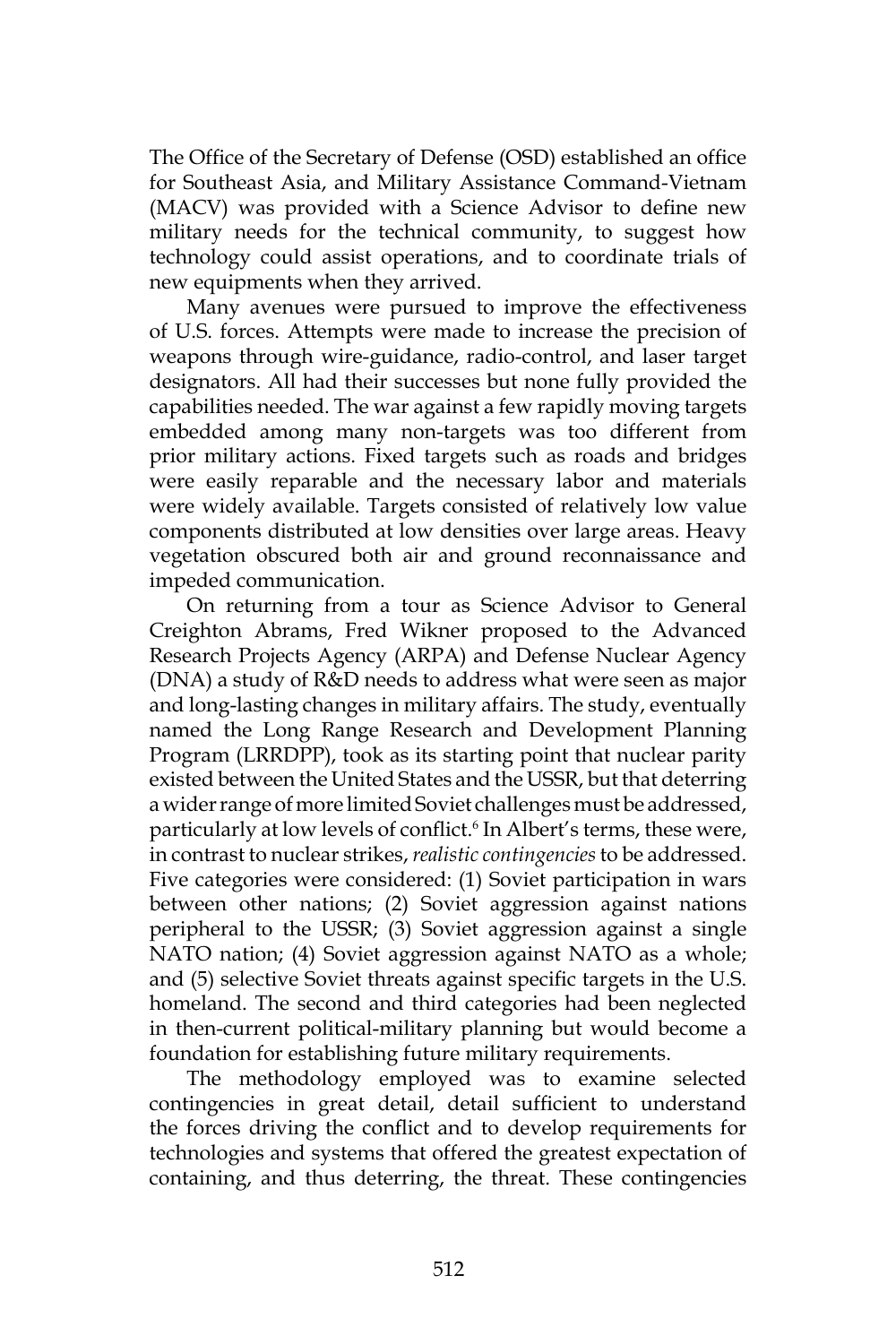The Office of the Secretary of Defense (OSD) established an office for Southeast Asia, and Military Assistance Command-Vietnam (MACV) was provided with a Science Advisor to define new military needs for the technical community, to suggest how technology could assist operations, and to coordinate trials of new equipments when they arrived.

Many avenues were pursued to improve the effectiveness of U.S. forces. Attempts were made to increase the precision of weapons through wire-guidance, radio-control, and laser target designators. All had their successes but none fully provided the capabilities needed. The war against a few rapidly moving targets embedded among many non-targets was too different from prior military actions. Fixed targets such as roads and bridges were easily reparable and the necessary labor and materials were widely available. Targets consisted of relatively low value components distributed at low densities over large areas. Heavy vegetation obscured both air and ground reconnaissance and impeded communication.

On returning from a tour as Science Advisor to General Creighton Abrams, Fred Wikner proposed to the Advanced Research Projects Agency (ARPA) and Defense Nuclear Agency (DNA) a study of R&D needs to address what were seen as major and long-lasting changes in military affairs. The study, eventually named the Long Range Research and Development Planning Program (LRRDPP), took as its starting point that nuclear parity existed between the United States and the USSR, but that deterring a wider range of more limited Soviet challenges must be addressed, particularly at low levels of conflict.[6] In Albert's terms, these were, in contrast to nuclear strikes, *realistic contingencies* to be addressed. Five categories were considered: (1) Soviet participation in wars between other nations; (2) Soviet aggression against nations peripheral to the USSR; (3) Soviet aggression against a single NATO nation; (4) Soviet aggression against NATO as a whole; and (5) selective Soviet threats against specific targets in the U.S. homeland. The second and third categories had been neglected in then-current political-military planning but would become a foundation for establishing future military requirements.

The methodology employed was to examine selected contingencies in great detail, detail sufficient to understand the forces driving the conflict and to develop requirements for technologies and systems that offered the greatest expectation of containing, and thus deterring, the threat. These contingencies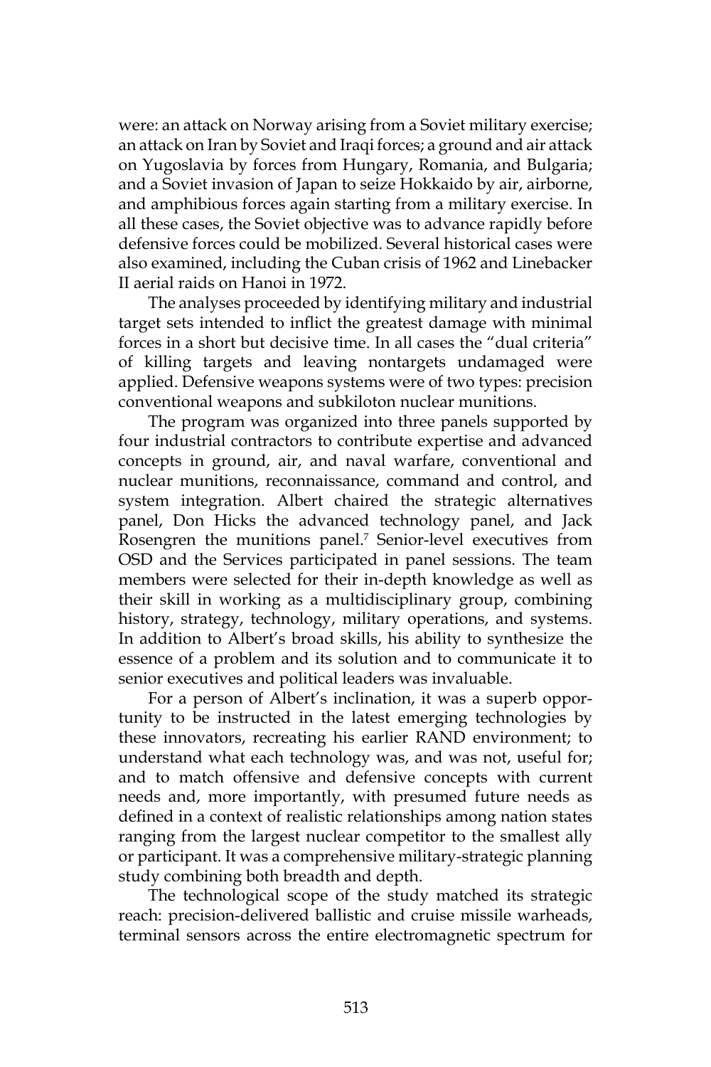were: an attack on Norway arising from a Soviet military exercise; an attack on Iran by Soviet and Iraqi forces; a ground and air attack on Yugoslavia by forces from Hungary, Romania, and Bulgaria; and a Soviet invasion of Japan to seize Hokkaido by air, airborne, and amphibious forces again starting from a military exercise. In all these cases, the Soviet objective was to advance rapidly before defensive forces could be mobilized. Several historical cases were also examined, including the Cuban crisis of 1962 and Linebacker II aerial raids on Hanoi in 1972.

The analyses proceeded by identifying military and industrial target sets intended to inflict the greatest damage with minimal forces in a short but decisive time. In all cases the "dual criteria" of killing targets and leaving nontargets undamaged were applied. Defensive weapons systems were of two types: precision conventional weapons and subkiloton nuclear munitions.

The program was organized into three panels supported by four industrial contractors to contribute expertise and advanced concepts in ground, air, and naval warfare, conventional and nuclear munitions, reconnaissance, command and control, and system integration. Albert chaired the strategic alternatives panel, Don Hicks the advanced technology panel, and Jack Rosengren the munitions panel.[7] Senior-level executives from OSD and the Services participated in panel sessions. The team members were selected for their in-depth knowledge as well as their skill in working as a multidisciplinary group, combining history, strategy, technology, military operations, and systems. In addition to Albert's broad skills, his ability to synthesize the essence of a problem and its solution and to communicate it to senior executives and political leaders was invaluable.

For a person of Albert's inclination, it was a superb opportunity to be instructed in the latest emerging technologies by these innovators, recreating his earlier RAND environment; to understand what each technology was, and was not, useful for; and to match offensive and defensive concepts with current needs and, more importantly, with presumed future needs as defined in a context of realistic relationships among nation states ranging from the largest nuclear competitor to the smallest ally or participant. It was a comprehensive military-strategic planning study combining both breadth and depth.

The technological scope of the study matched its strategic reach: precision-delivered ballistic and cruise missile warheads, terminal sensors across the entire electromagnetic spectrum for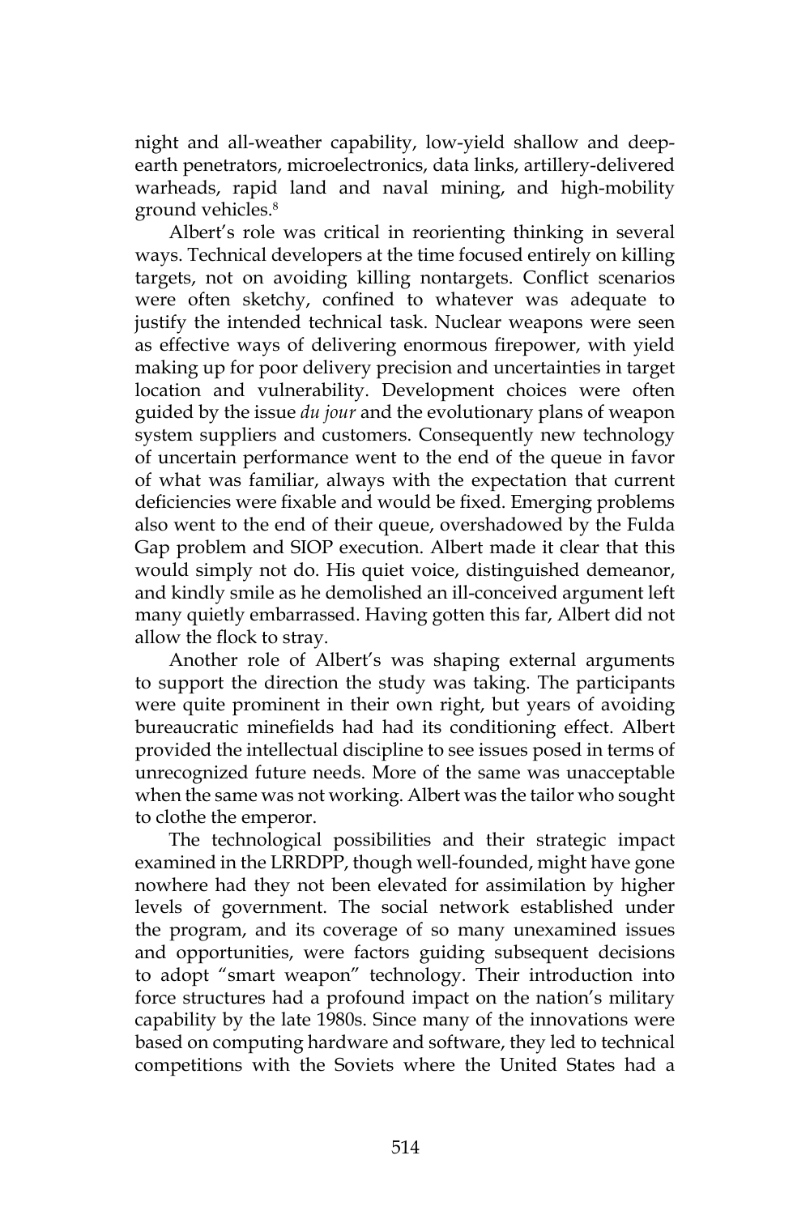night and all-weather capability, low-yield shallow and deep-earth penetrators, microelectronics, data links, artillery-delivered warheads, rapid land and naval mining, and high-mobility ground vehicles.[8]

Albert's role was critical in reorienting thinking in several ways. Technical developers at the time focused entirely on killing targets, not on avoiding killing nontargets. Conflict scenarios were often sketchy, confined to whatever was adequate to justify the intended technical task. Nuclear weapons were seen as effective ways of delivering enormous firepower, with yield making up for poor delivery precision and uncertainties in target location and vulnerability. Development choices were often guided by the issue *du jour* and the evolutionary plans of weapon system suppliers and customers. Consequently new technology of uncertain performance went to the end of the queue in favor of what was familiar, always with the expectation that current deficiencies were fixable and would be fixed. Emerging problems also went to the end of their queue, overshadowed by the Fulda Gap problem and SIOP execution. Albert made it clear that this would simply not do. His quiet voice, distinguished demeanor, and kindly smile as he demolished an ill-conceived argument left many quietly embarrassed. Having gotten this far, Albert did not allow the flock to stray.

Another role of Albert's was shaping external arguments to support the direction the study was taking. The participants were quite prominent in their own right, but years of avoiding bureaucratic minefields had had its conditioning effect. Albert provided the intellectual discipline to see issues posed in terms of unrecognized future needs. More of the same was unacceptable when the same was not working. Albert was the tailor who sought to clothe the emperor.

The technological possibilities and their strategic impact examined in the LRRDPP, though well-founded, might have gone nowhere had they not been elevated for assimilation by higher levels of government. The social network established under the program, and its coverage of so many unexamined issues and opportunities, were factors guiding subsequent decisions to adopt "smart weapon" technology. Their introduction into force structures had a profound impact on the nation's military capability by the late 1980s. Since many of the innovations were based on computing hardware and software, they led to technical competitions with the Soviets where the United States had a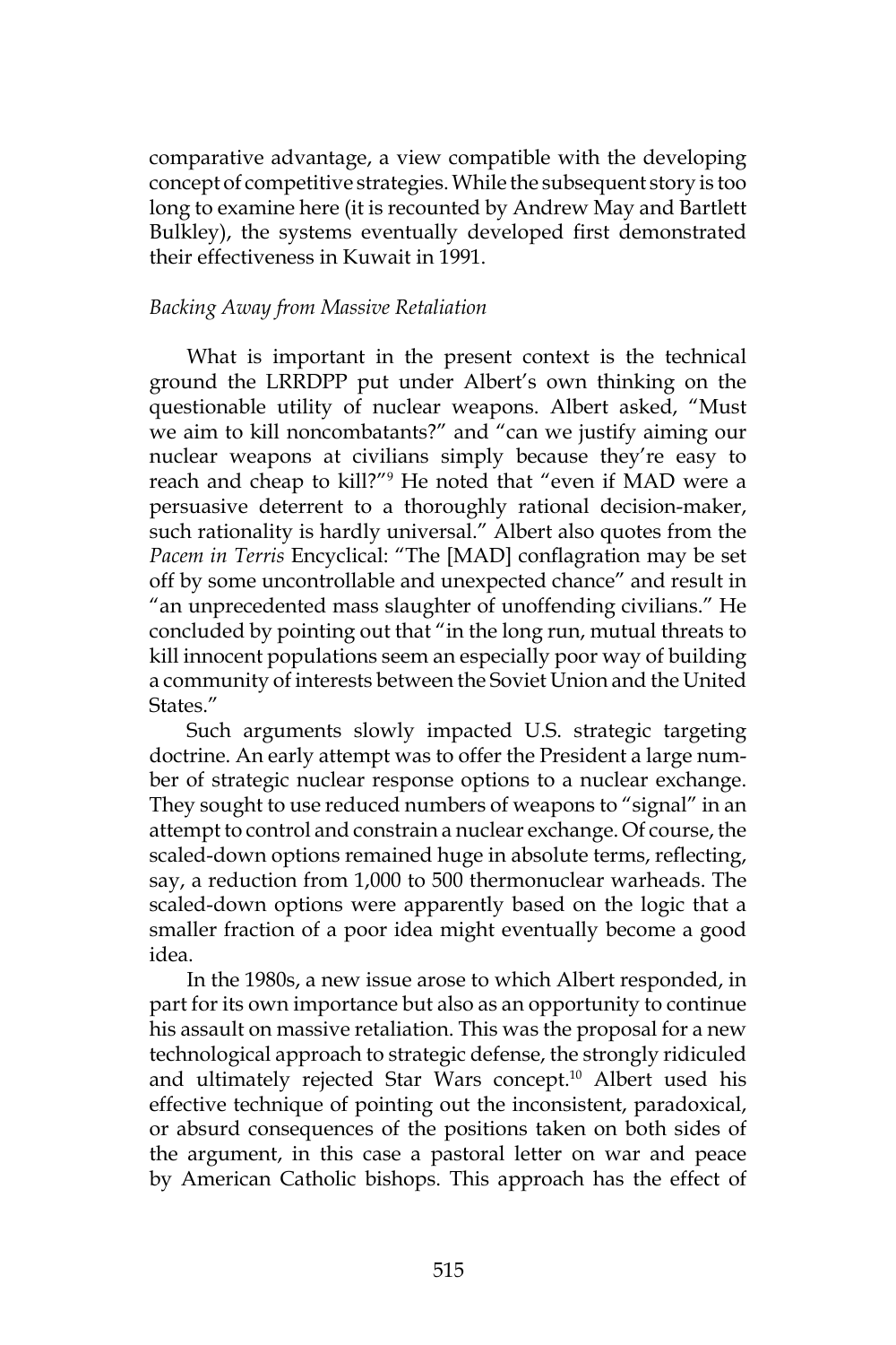comparative advantage, a view compatible with the developing concept of competitive strategies. While the subsequent story is too long to examine here (it is recounted by Andrew May and Bartlett Bulkley), the systems eventually developed first demonstrated their effectiveness in Kuwait in 1991.

*Backing Away from Massive Retaliation*

What is important in the present context is the technical ground the LRRDPP put under Albert's own thinking on the questionable utility of nuclear weapons. Albert asked, "Must we aim to kill noncombatants?" and "can we justify aiming our nuclear weapons at civilians simply because they're easy to reach and cheap to kill?"[9] He noted that "even if MAD were a persuasive deterrent to a thoroughly rational decision-maker, such rationality is hardly universal." Albert also quotes from the *Pacem in Terris* Encyclical: "The [MAD] conflagration may be set off by some uncontrollable and unexpected chance" and result in "an unprecedented mass slaughter of unoffending civilians." He concluded by pointing out that "in the long run, mutual threats to kill innocent populations seem an especially poor way of building a community of interests between the Soviet Union and the United States."

Such arguments slowly impacted U.S. strategic targeting doctrine. An early attempt was to offer the President a large number of strategic nuclear response options to a nuclear exchange. They sought to use reduced numbers of weapons to "signal" in an attempt to control and constrain a nuclear exchange. Of course, the scaled-down options remained huge in absolute terms, reflecting, say, a reduction from 1,000 to 500 thermonuclear warheads. The scaled-down options were apparently based on the logic that a smaller fraction of a poor idea might eventually become a good idea.

In the 1980s, a new issue arose to which Albert responded, in part for its own importance but also as an opportunity to continue his assault on massive retaliation. This was the proposal for a new technological approach to strategic defense, the strongly ridiculed and ultimately rejected Star Wars concept.[10] Albert used his effective technique of pointing out the inconsistent, paradoxical, or absurd consequences of the positions taken on both sides of the argument, in this case a pastoral letter on war and peace by American Catholic bishops. This approach has the effect of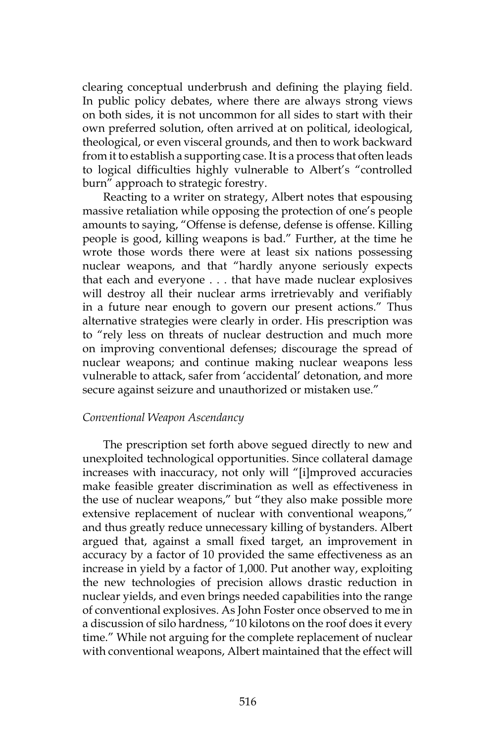clearing conceptual underbrush and defining the playing field. In public policy debates, where there are always strong views on both sides, it is not uncommon for all sides to start with their own preferred solution, often arrived at on political, ideological, theological, or even visceral grounds, and then to work backward from it to establish a supporting case. It is a process that often leads to logical difficulties highly vulnerable to Albert's "controlled burn" approach to strategic forestry.

Reacting to a writer on strategy, Albert notes that espousing massive retaliation while opposing the protection of one's people amounts to saying, "Offense is defense, defense is offense. Killing people is good, killing weapons is bad." Further, at the time he wrote those words there were at least six nations possessing nuclear weapons, and that "hardly anyone seriously expects that each and everyone . . . that have made nuclear explosives will destroy all their nuclear arms irretrievably and verifiably in a future near enough to govern our present actions." Thus alternative strategies were clearly in order. His prescription was to "rely less on threats of nuclear destruction and much more on improving conventional defenses; discourage the spread of nuclear weapons; and continue making nuclear weapons less vulnerable to attack, safer from 'accidental' detonation, and more secure against seizure and unauthorized or mistaken use."

*Conventional Weapon Ascendancy*

The prescription set forth above segued directly to new and unexploited technological opportunities. Since collateral damage increases with inaccuracy, not only will "[i]mproved accuracies make feasible greater discrimination as well as effectiveness in the use of nuclear weapons," but "they also make possible more extensive replacement of nuclear with conventional weapons," and thus greatly reduce unnecessary killing of bystanders. Albert argued that, against a small fixed target, an improvement in accuracy by a factor of 10 provided the same effectiveness as an increase in yield by a factor of 1,000. Put another way, exploiting the new technologies of precision allows drastic reduction in nuclear yields, and even brings needed capabilities into the range of conventional explosives. As John Foster once observed to me in a discussion of silo hardness, "10 kilotons on the roof does it every time." While not arguing for the complete replacement of nuclear with conventional weapons, Albert maintained that the effect will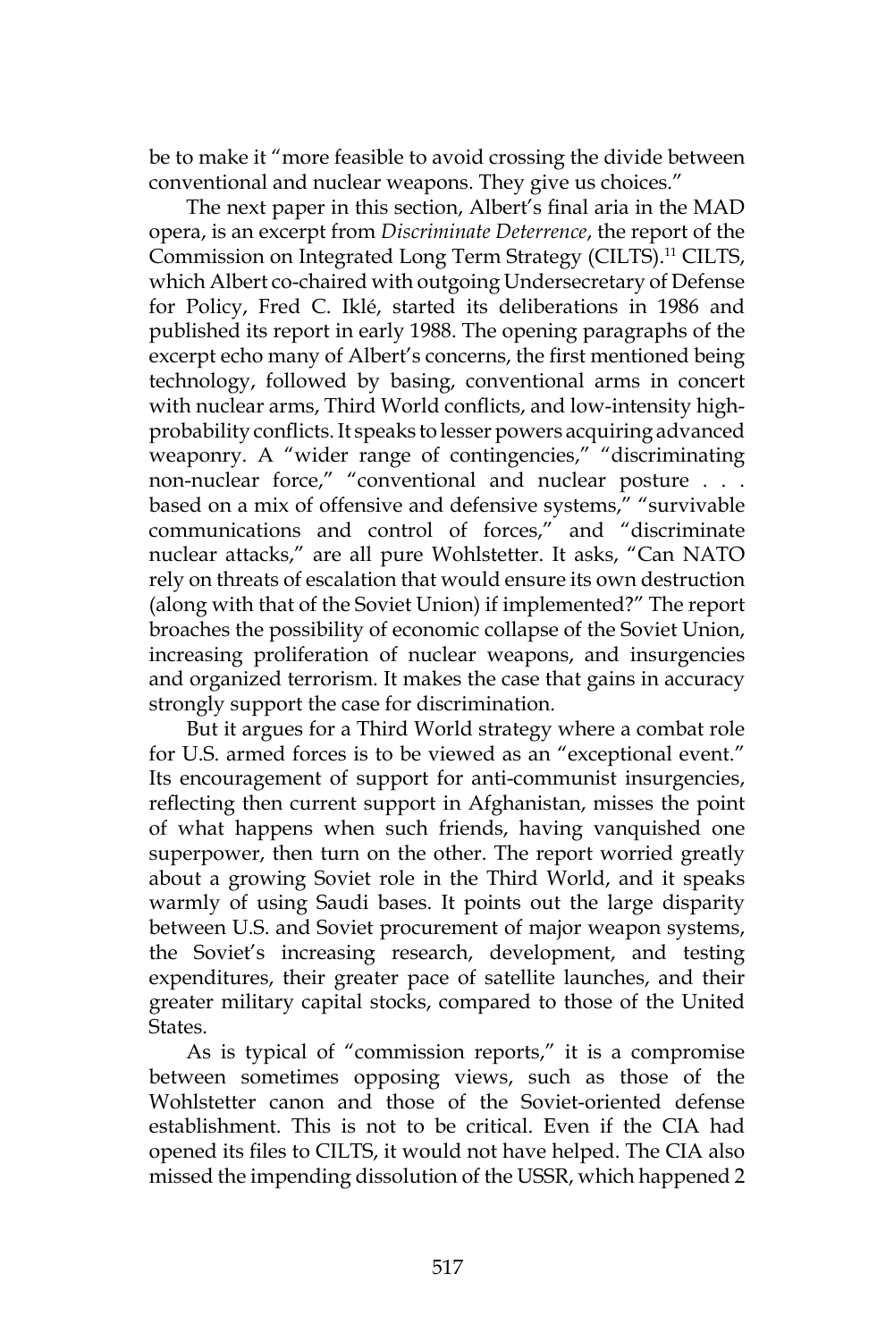be to make it "more feasible to avoid crossing the divide between conventional and nuclear weapons. They give us choices."

The next paper in this section, Albert's final aria in the MAD opera, is an excerpt from *Discriminate Deterrence*, the report of the Commission on Integrated Long Term Strategy (CILTS).[11] CILTS, which Albert co-chaired with outgoing Undersecretary of Defense for Policy, Fred C. Iklé, started its deliberations in 1986 and published its report in early 1988. The opening paragraphs of the excerpt echo many of Albert's concerns, the first mentioned being technology, followed by basing, conventional arms in concert with nuclear arms, Third World conflicts, and low-intensity high-probability conflicts. It speaks to lesser powers acquiring advanced weaponry. A "wider range of contingencies," "discriminating non-nuclear force," "conventional and nuclear posture . . . based on a mix of offensive and defensive systems," "survivable communications and control of forces," and "discriminate nuclear attacks," are all pure Wohlstetter. It asks, "Can NATO rely on threats of escalation that would ensure its own destruction (along with that of the Soviet Union) if implemented?" The report broaches the possibility of economic collapse of the Soviet Union, increasing proliferation of nuclear weapons, and insurgencies and organized terrorism. It makes the case that gains in accuracy strongly support the case for discrimination.

But it argues for a Third World strategy where a combat role for U.S. armed forces is to be viewed as an "exceptional event." Its encouragement of support for anti-communist insurgencies, reflecting then current support in Afghanistan, misses the point of what happens when such friends, having vanquished one superpower, then turn on the other. The report worried greatly about a growing Soviet role in the Third World, and it speaks warmly of using Saudi bases. It points out the large disparity between U.S. and Soviet procurement of major weapon systems, the Soviet's increasing research, development, and testing expenditures, their greater pace of satellite launches, and their greater military capital stocks, compared to those of the United States.

As is typical of "commission reports," it is a compromise between sometimes opposing views, such as those of the Wohlstetter canon and those of the Soviet-oriented defense establishment. This is not to be critical. Even if the CIA had opened its files to CILTS, it would not have helped. The CIA also missed the impending dissolution of the USSR, which happened 2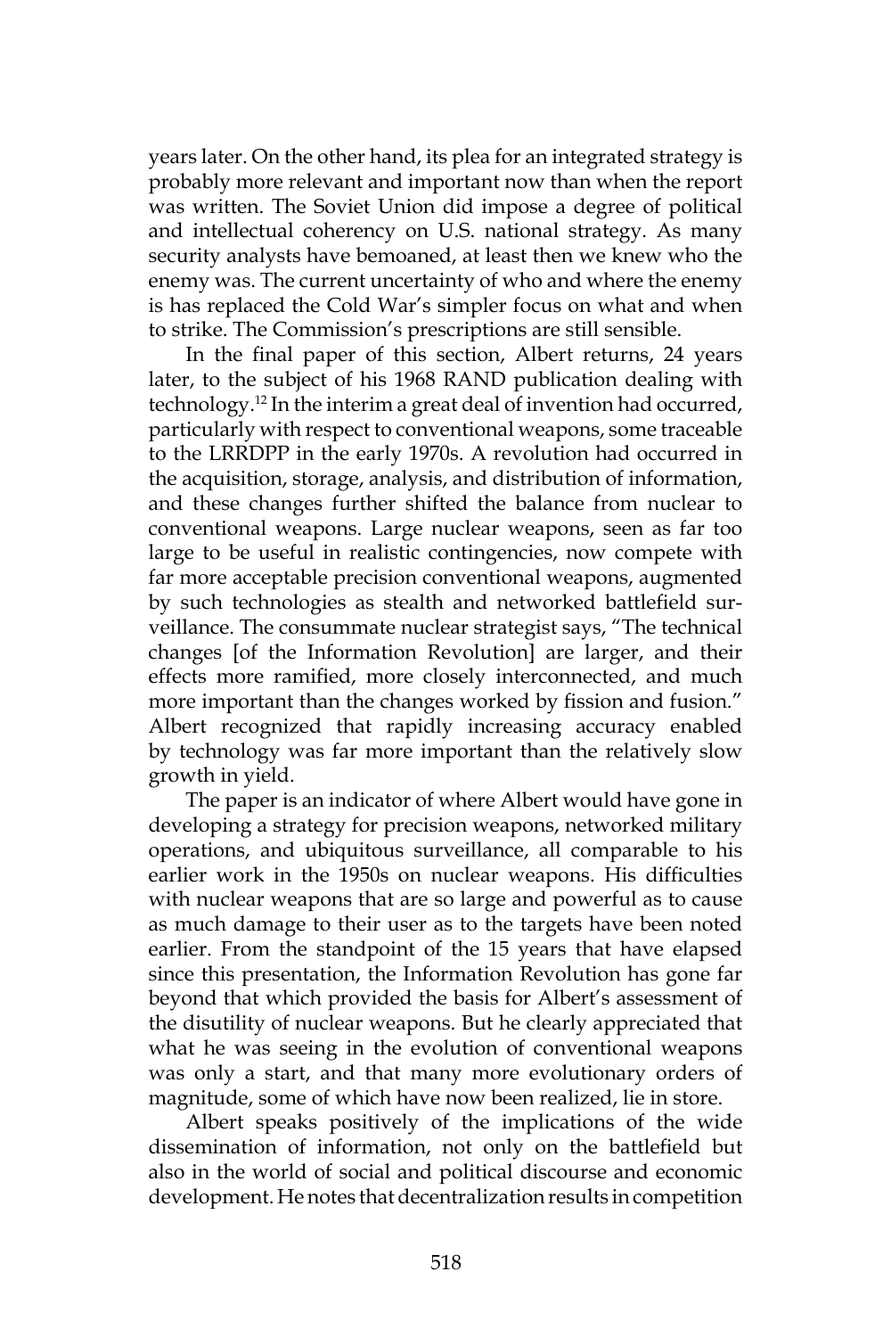years later. On the other hand, its plea for an integrated strategy is probably more relevant and important now than when the report was written. The Soviet Union did impose a degree of political and intellectual coherency on U.S. national strategy. As many security analysts have bemoaned, at least then we knew who the enemy was. The current uncertainty of who and where the enemy is has replaced the Cold War's simpler focus on what and when to strike. The Commission's prescriptions are still sensible.

In the final paper of this section, Albert returns, 24 years later, to the subject of his 1968 RAND publication dealing with technology.[12] In the interim a great deal of invention had occurred, particularly with respect to conventional weapons, some traceable to the LRRDPP in the early 1970s. A revolution had occurred in the acquisition, storage, analysis, and distribution of information, and these changes further shifted the balance from nuclear to conventional weapons. Large nuclear weapons, seen as far too large to be useful in realistic contingencies, now compete with far more acceptable precision conventional weapons, augmented by such technologies as stealth and networked battlefield surveillance. The consummate nuclear strategist says, "The technical changes [of the Information Revolution] are larger, and their effects more ramified, more closely interconnected, and much more important than the changes worked by fission and fusion." Albert recognized that rapidly increasing accuracy enabled by technology was far more important than the relatively slow growth in yield.

The paper is an indicator of where Albert would have gone in developing a strategy for precision weapons, networked military operations, and ubiquitous surveillance, all comparable to his earlier work in the 1950s on nuclear weapons. His difficulties with nuclear weapons that are so large and powerful as to cause as much damage to their user as to the targets have been noted earlier. From the standpoint of the 15 years that have elapsed since this presentation, the Information Revolution has gone far beyond that which provided the basis for Albert's assessment of the disutility of nuclear weapons. But he clearly appreciated that what he was seeing in the evolution of conventional weapons was only a start, and that many more evolutionary orders of magnitude, some of which have now been realized, lie in store.

Albert speaks positively of the implications of the wide dissemination of information, not only on the battlefield but also in the world of social and political discourse and economic development. He notes that decentralization results in competition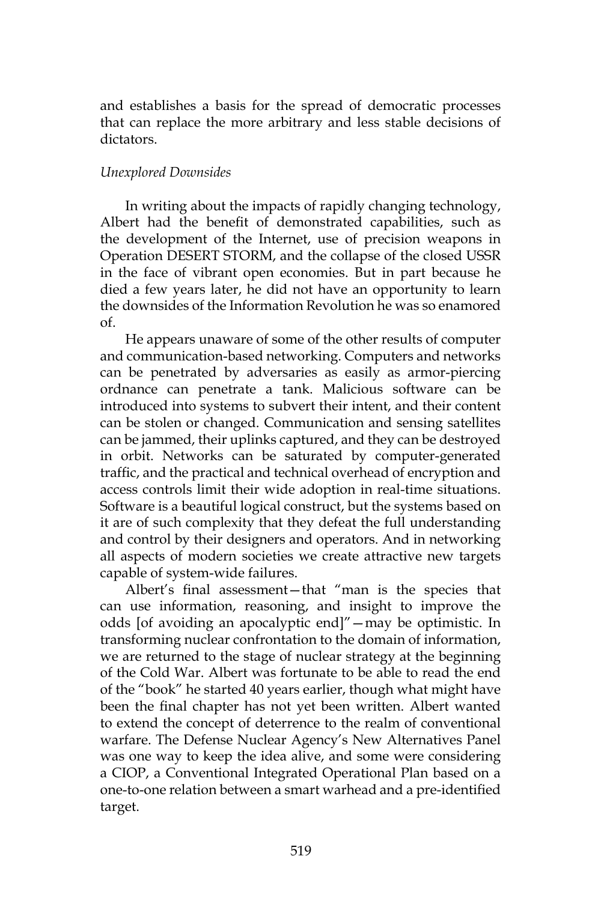and establishes a basis for the spread of democratic processes that can replace the more arbitrary and less stable decisions of dictators.

*Unexplored Downsides*

In writing about the impacts of rapidly changing technology, Albert had the benefit of demonstrated capabilities, such as the development of the Internet, use of precision weapons in Operation DESERT STORM, and the collapse of the closed USSR in the face of vibrant open economies. But in part because he died a few years later, he did not have an opportunity to learn the downsides of the Information Revolution he was so enamored of.

He appears unaware of some of the other results of computer and communication-based networking. Computers and networks can be penetrated by adversaries as easily as armor-piercing ordnance can penetrate a tank. Malicious software can be introduced into systems to subvert their intent, and their content can be stolen or changed. Communication and sensing satellites can be jammed, their uplinks captured, and they can be destroyed in orbit. Networks can be saturated by computer-generated traffic, and the practical and technical overhead of encryption and access controls limit their wide adoption in real-time situations. Software is a beautiful logical construct, but the systems based on it are of such complexity that they defeat the full understanding and control by their designers and operators. And in networking all aspects of modern societies we create attractive new targets capable of system-wide failures.

Albert's final assessment—that "man is the species that can use information, reasoning, and insight to improve the odds [of avoiding an apocalyptic end]"—may be optimistic. In transforming nuclear confrontation to the domain of information, we are returned to the stage of nuclear strategy at the beginning of the Cold War. Albert was fortunate to be able to read the end of the "book" he started 40 years earlier, though what might have been the final chapter has not yet been written. Albert wanted to extend the concept of deterrence to the realm of conventional warfare. The Defense Nuclear Agency's New Alternatives Panel was one way to keep the idea alive, and some were considering a CIOP, a Conventional Integrated Operational Plan based on a one-to-one relation between a smart warhead and a pre-identified target.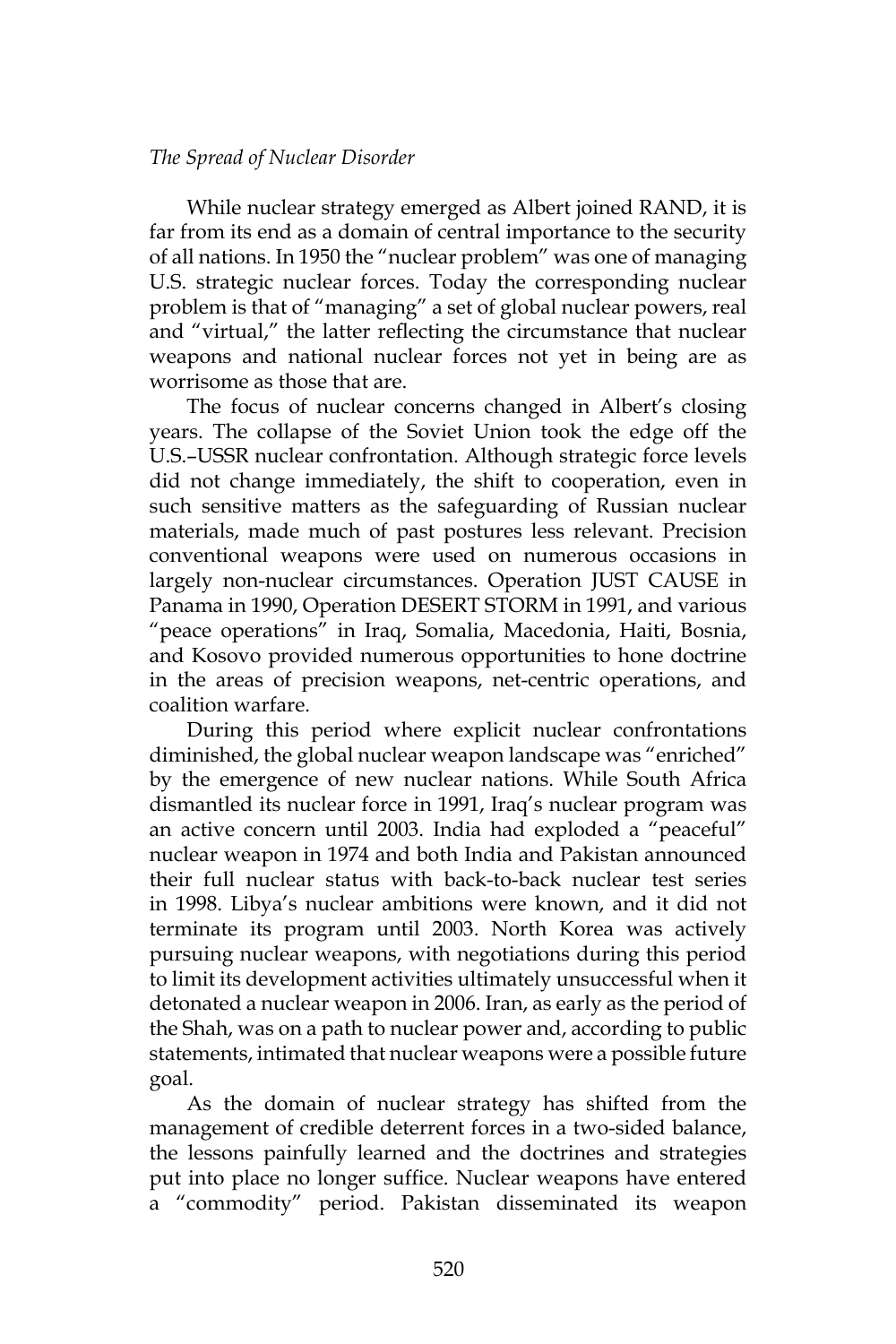*The Spread of Nuclear Disorder*

While nuclear strategy emerged as Albert joined RAND, it is far from its end as a domain of central importance to the security of all nations. In 1950 the "nuclear problem" was one of managing U.S. strategic nuclear forces. Today the corresponding nuclear problem is that of "managing" a set of global nuclear powers, real and "virtual," the latter reflecting the circumstance that nuclear weapons and national nuclear forces not yet in being are as worrisome as those that are.

The focus of nuclear concerns changed in Albert's closing years. The collapse of the Soviet Union took the edge off the U.S.–USSR nuclear confrontation. Although strategic force levels did not change immediately, the shift to cooperation, even in such sensitive matters as the safeguarding of Russian nuclear materials, made much of past postures less relevant. Precision conventional weapons were used on numerous occasions in largely non-nuclear circumstances. Operation JUST CAUSE in Panama in 1990, Operation DESERT STORM in 1991, and various "peace operations" in Iraq, Somalia, Macedonia, Haiti, Bosnia, and Kosovo provided numerous opportunities to hone doctrine in the areas of precision weapons, net-centric operations, and coalition warfare.

During this period where explicit nuclear confrontations diminished, the global nuclear weapon landscape was "enriched" by the emergence of new nuclear nations. While South Africa dismantled its nuclear force in 1991, Iraq's nuclear program was an active concern until 2003. India had exploded a "peaceful" nuclear weapon in 1974 and both India and Pakistan announced their full nuclear status with back-to-back nuclear test series in 1998. Libya's nuclear ambitions were known, and it did not terminate its program until 2003. North Korea was actively pursuing nuclear weapons, with negotiations during this period to limit its development activities ultimately unsuccessful when it detonated a nuclear weapon in 2006. Iran, as early as the period of the Shah, was on a path to nuclear power and, according to public statements, intimated that nuclear weapons were a possible future goal.

As the domain of nuclear strategy has shifted from the management of credible deterrent forces in a two-sided balance, the lessons painfully learned and the doctrines and strategies put into place no longer suffice. Nuclear weapons have entered a "commodity" period. Pakistan disseminated its weapon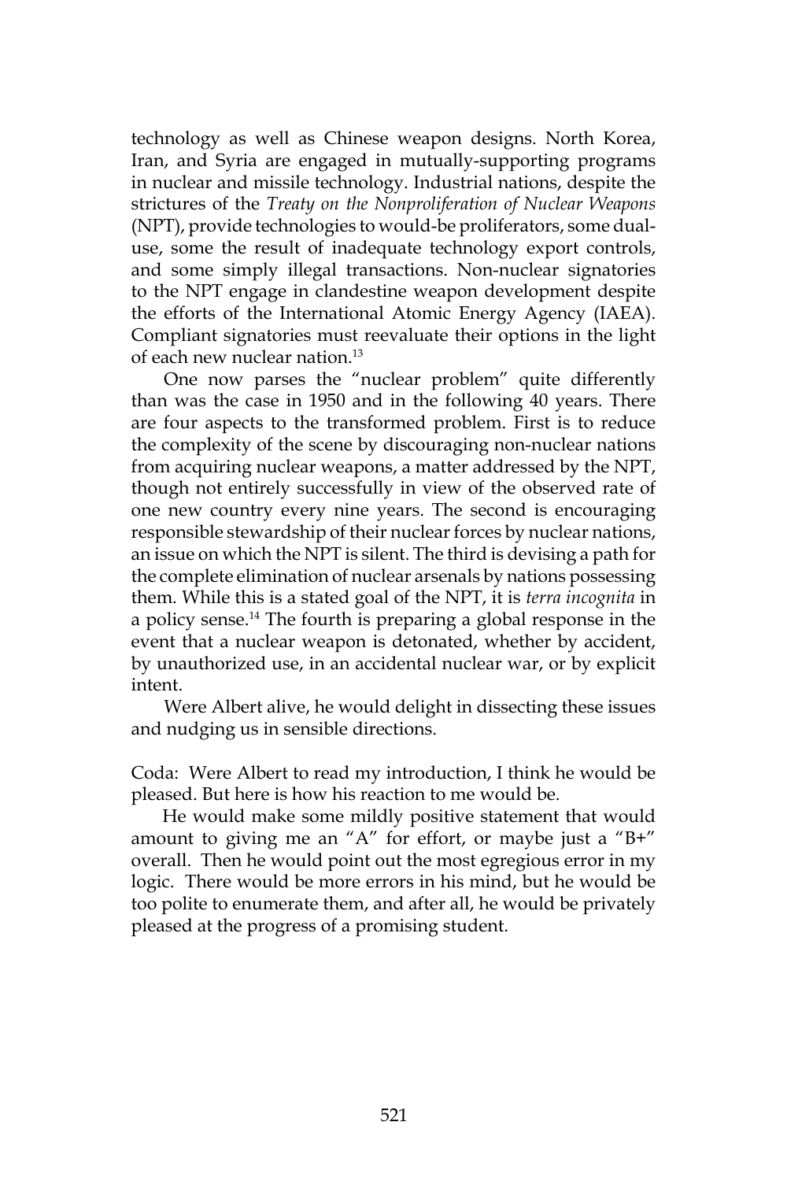technology as well as Chinese weapon designs. North Korea, Iran, and Syria are engaged in mutually-supporting programs in nuclear and missile technology. Industrial nations, despite the strictures of the *Treaty on the Nonproliferation of Nuclear Weapons* (NPT), provide technologies to would-be proliferators, some dual-use, some the result of inadequate technology export controls, and some simply illegal transactions. Non-nuclear signatories to the NPT engage in clandestine weapon development despite the efforts of the International Atomic Energy Agency (IAEA). Compliant signatories must reevaluate their options in the light of each new nuclear nation.[13]

One now parses the "nuclear problem" quite differently than was the case in 1950 and in the following 40 years. There are four aspects to the transformed problem. First is to reduce the complexity of the scene by discouraging non-nuclear nations from acquiring nuclear weapons, a matter addressed by the NPT, though not entirely successfully in view of the observed rate of one new country every nine years. The second is encouraging responsible stewardship of their nuclear forces by nuclear nations, an issue on which the NPT is silent. The third is devising a path for the complete elimination of nuclear arsenals by nations possessing them. While this is a stated goal of the NPT, it is *terra incognita* in a policy sense.[14] The fourth is preparing a global response in the event that a nuclear weapon is detonated, whether by accident, by unauthorized use, in an accidental nuclear war, or by explicit intent.

Were Albert alive, he would delight in dissecting these issues and nudging us in sensible directions.

Coda: Were Albert to read my introduction, I think he would be pleased. But here is how his reaction to me would be.

He would make some mildly positive statement that would amount to giving me an "A" for effort, or maybe just a "B+" overall. Then he would point out the most egregious error in my logic. There would be more errors in his mind, but he would be too polite to enumerate them, and after all, he would be privately pleased at the progress of a promising student.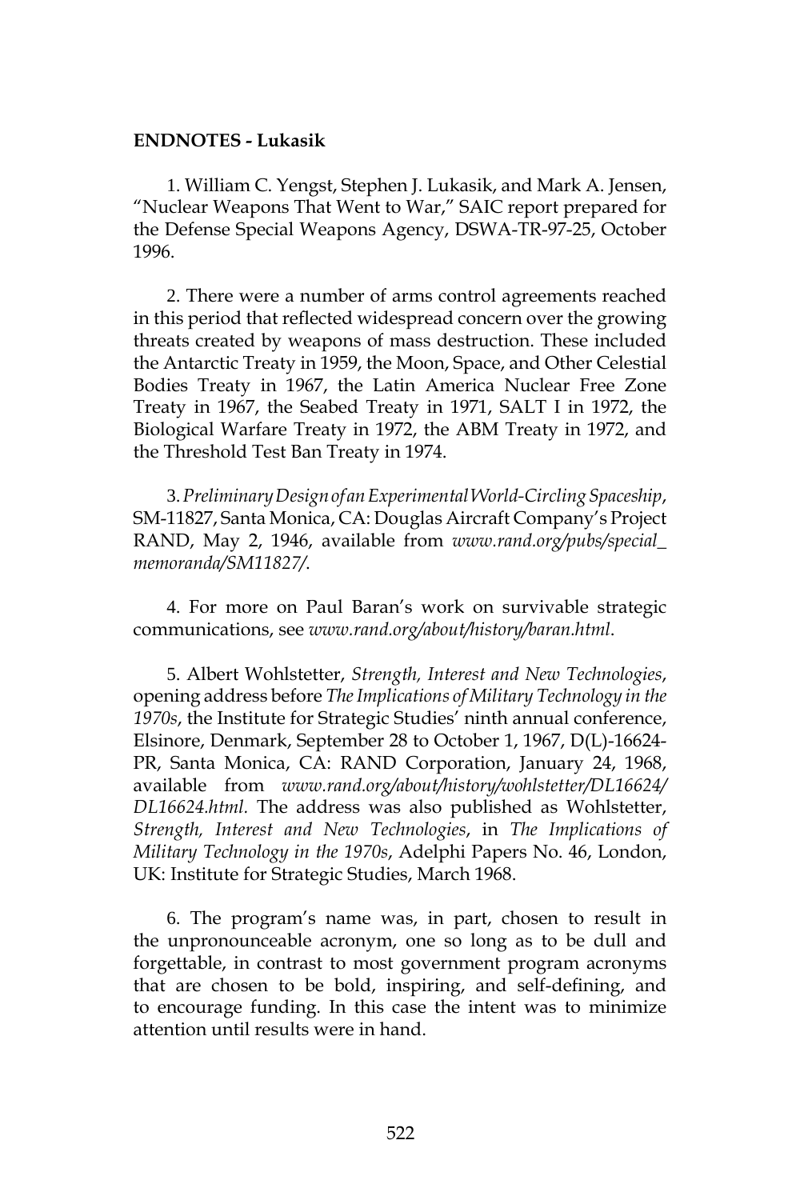**ENDNOTES - Lukasik**

1. William C. Yengst, Stephen J. Lukasik, and Mark A. Jensen, "Nuclear Weapons That Went to War," SAIC report prepared for the Defense Special Weapons Agency, DSWA-TR-97-25, October 1996.

2. There were a number of arms control agreements reached in this period that reflected widespread concern over the growing threats created by weapons of mass destruction. These included the Antarctic Treaty in 1959, the Moon, Space, and Other Celestial Bodies Treaty in 1967, the Latin America Nuclear Free Zone Treaty in 1967, the Seabed Treaty in 1971, SALT I in 1972, the Biological Warfare Treaty in 1972, the ABM Treaty in 1972, and the Threshold Test Ban Treaty in 1974.

3. *Preliminary Design of an Experimental World-Circling Spaceship*, SM-11827, Santa Monica, CA: Douglas Aircraft Company's Project RAND, May 2, 1946, available from *www.rand.org/pubs/special_memoranda/SM11827/*.

4. For more on Paul Baran's work on survivable strategic communications, see *www.rand.org/about/history/baran.html*.

5. Albert Wohlstetter, *Strength, Interest and New Technologies*, opening address before *The Implications of Military Technology in the 1970s*, the Institute for Strategic Studies' ninth annual conference, Elsinore, Denmark, September 28 to October 1, 1967, D(L)-16624-PR, Santa Monica, CA: RAND Corporation, January 24, 1968, available from *www.rand.org/about/history/wohlstetter/DL16624/DL16624.html.* The address was also published as Wohlstetter, *Strength, Interest and New Technologies*, in *The Implications of Military Technology in the 1970s*, Adelphi Papers No. 46, London, UK: Institute for Strategic Studies, March 1968.

6. The program's name was, in part, chosen to result in the unpronounceable acronym, one so long as to be dull and forgettable, in contrast to most government program acronyms that are chosen to be bold, inspiring, and self-defining, and to encourage funding. In this case the intent was to minimize attention until results were in hand.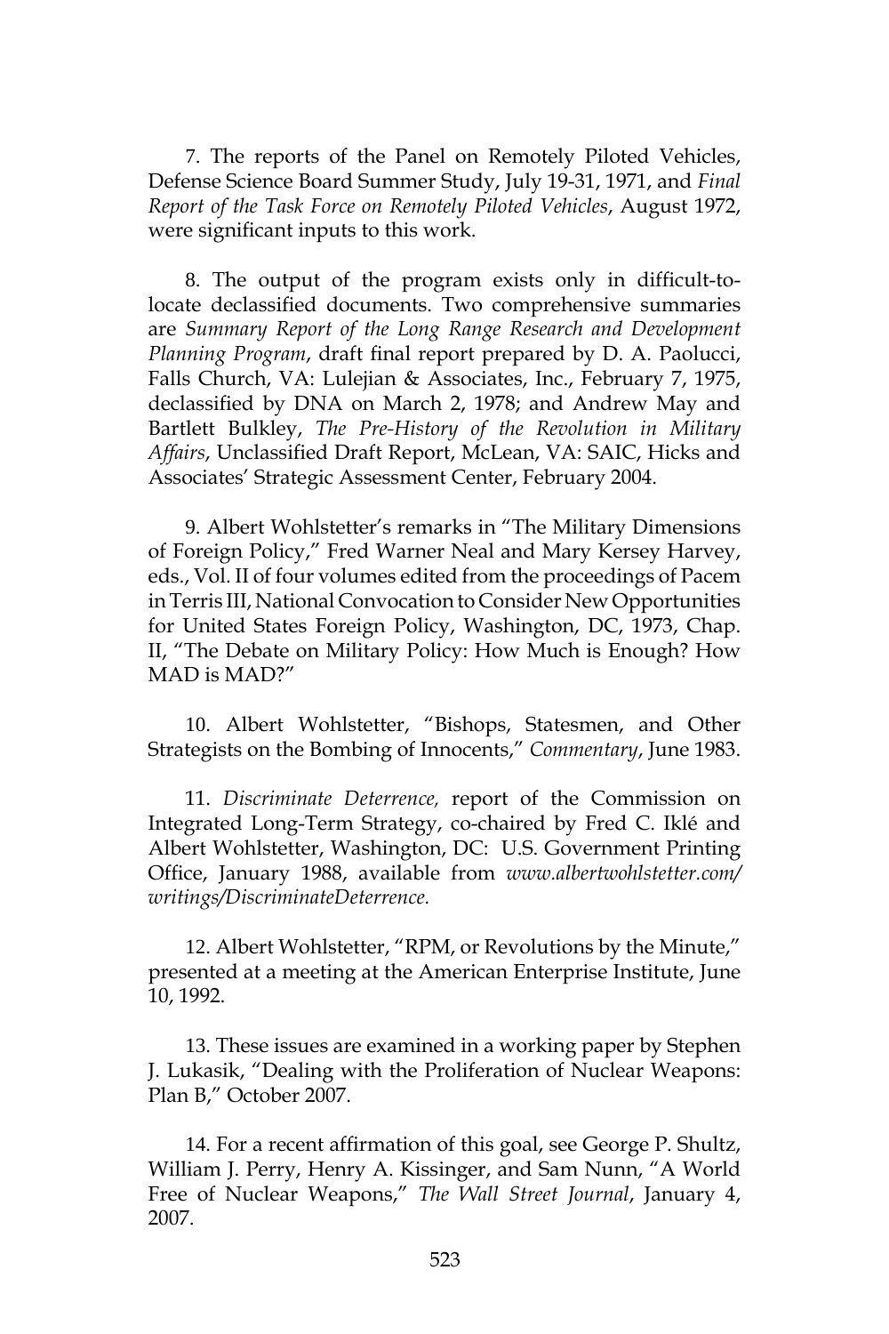7. The reports of the Panel on Remotely Piloted Vehicles, Defense Science Board Summer Study, July 19-31, 1971, and *Final Report of the Task Force on Remotely Piloted Vehicles*, August 1972, were significant inputs to this work.

8. The output of the program exists only in difficult-to-locate declassified documents. Two comprehensive summaries are *Summary Report of the Long Range Research and Development Planning Program*, draft final report prepared by D. A. Paolucci, Falls Church, VA: Lulejian & Associates, Inc., February 7, 1975, declassified by DNA on March 2, 1978; and Andrew May and Bartlett Bulkley, *The Pre-History of the Revolution in Military Affairs*, Unclassified Draft Report, McLean, VA: SAIC, Hicks and Associates' Strategic Assessment Center, February 2004.

9. Albert Wohlstetter's remarks in "The Military Dimensions of Foreign Policy," Fred Warner Neal and Mary Kersey Harvey, eds., Vol. II of four volumes edited from the proceedings of Pacem in Terris III, National Convocation to Consider New Opportunities for United States Foreign Policy, Washington, DC, 1973, Chap. II, "The Debate on Military Policy: How Much is Enough? How MAD is MAD?"

10. Albert Wohlstetter, "Bishops, Statesmen, and Other Strategists on the Bombing of Innocents," *Commentary*, June 1983.

11. *Discriminate Deterrence,* report of the Commission on Integrated Long-Term Strategy, co-chaired by Fred C. Iklé and Albert Wohlstetter, Washington, DC: U.S. Government Printing Office, January 1988, available from *www.albertwohlstetter.com/writings/DiscriminateDeterrence.*

12. Albert Wohlstetter, "RPM, or Revolutions by the Minute," presented at a meeting at the American Enterprise Institute, June 10, 1992.

13. These issues are examined in a working paper by Stephen J. Lukasik, "Dealing with the Proliferation of Nuclear Weapons: Plan B," October 2007.

14. For a recent affirmation of this goal, see George P. Shultz, William J. Perry, Henry A. Kissinger, and Sam Nunn, "A World Free of Nuclear Weapons," *The Wall Street Journal*, January 4, 2007.